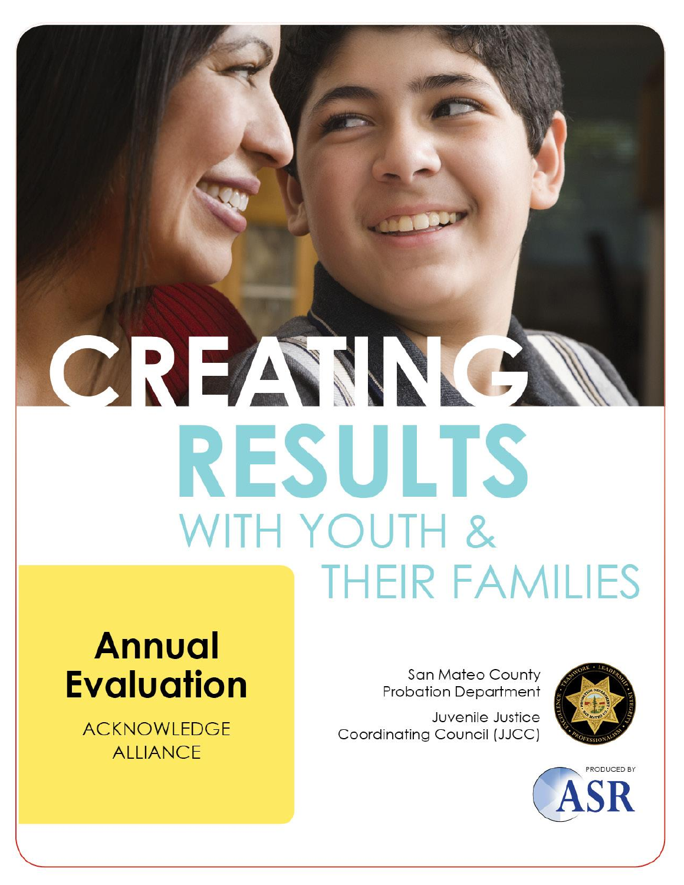# CREATING RESULTS WITH YOUTH & THEIR FAMILIES

## Annual Evaluation

ACKNOWLEDGE ALLIANCE

San Mateo County Probation Department

Juvenile Justice Coordinating Council (JJCC)

PRODUCED BY ASR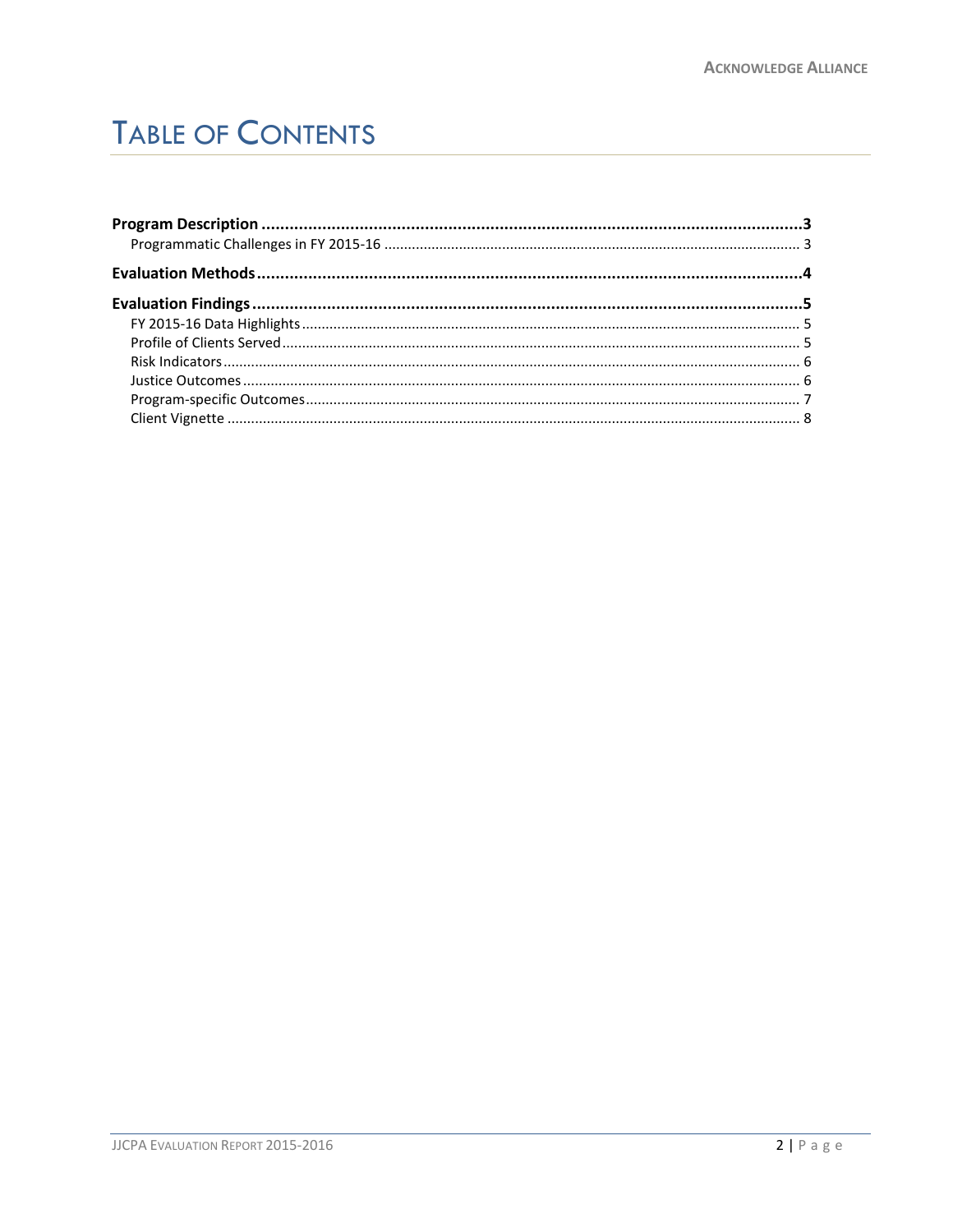# Table of Contents

**Program Description** .... **3**
- Programmatic Challenges in FY 2015-16 .... 3

**Evaluation Methods** .... **4**

**Evaluation Findings** .... **5**
- FY 2015-16 Data Highlights .... 5
- Profile of Clients Served .... 5
- Risk Indicators .... 6
- Justice Outcomes .... 6
- Program-specific Outcomes .... 7
- Client Vignette .... 8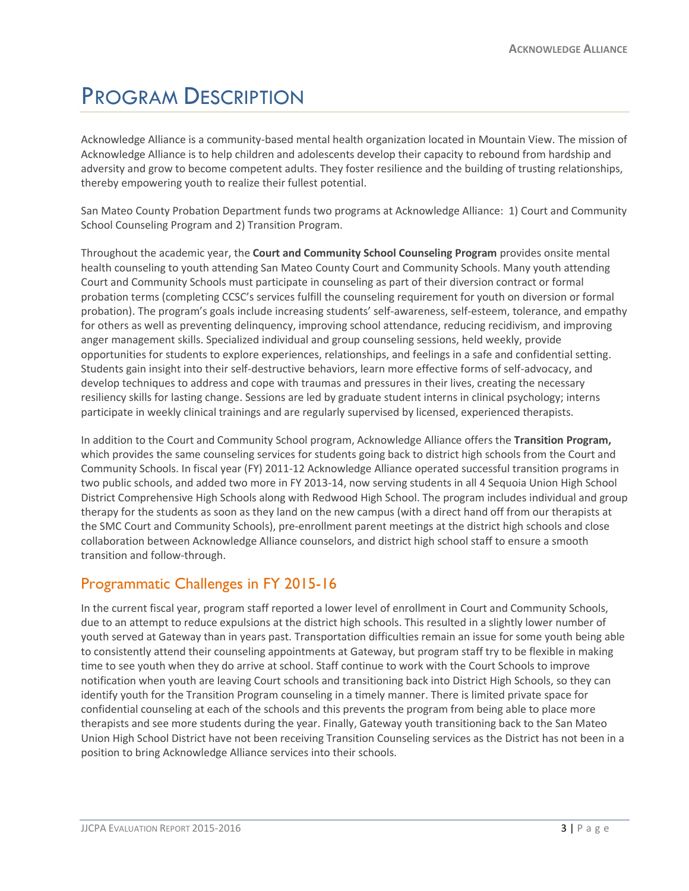# Program Description

Acknowledge Alliance is a community-based mental health organization located in Mountain View. The mission of Acknowledge Alliance is to help children and adolescents develop their capacity to rebound from hardship and adversity and grow to become competent adults. They foster resilience and the building of trusting relationships, thereby empowering youth to realize their fullest potential.

San Mateo County Probation Department funds two programs at Acknowledge Alliance: 1) Court and Community School Counseling Program and 2) Transition Program.

Throughout the academic year, the **Court and Community School Counseling Program** provides onsite mental health counseling to youth attending San Mateo County Court and Community Schools. Many youth attending Court and Community Schools must participate in counseling as part of their diversion contract or formal probation terms (completing CCSC's services fulfill the counseling requirement for youth on diversion or formal probation). The program's goals include increasing students' self-awareness, self-esteem, tolerance, and empathy for others as well as preventing delinquency, improving school attendance, reducing recidivism, and improving anger management skills. Specialized individual and group counseling sessions, held weekly, provide opportunities for students to explore experiences, relationships, and feelings in a safe and confidential setting. Students gain insight into their self-destructive behaviors, learn more effective forms of self-advocacy, and develop techniques to address and cope with traumas and pressures in their lives, creating the necessary resiliency skills for lasting change. Sessions are led by graduate student interns in clinical psychology; interns participate in weekly clinical trainings and are regularly supervised by licensed, experienced therapists.

In addition to the Court and Community School program, Acknowledge Alliance offers the **Transition Program,** which provides the same counseling services for students going back to district high schools from the Court and Community Schools. In fiscal year (FY) 2011-12 Acknowledge Alliance operated successful transition programs in two public schools, and added two more in FY 2013-14, now serving students in all 4 Sequoia Union High School District Comprehensive High Schools along with Redwood High School. The program includes individual and group therapy for the students as soon as they land on the new campus (with a direct hand off from our therapists at the SMC Court and Community Schools), pre-enrollment parent meetings at the district high schools and close collaboration between Acknowledge Alliance counselors, and district high school staff to ensure a smooth transition and follow-through.

## Programmatic Challenges in FY 2015-16

In the current fiscal year, program staff reported a lower level of enrollment in Court and Community Schools, due to an attempt to reduce expulsions at the district high schools. This resulted in a slightly lower number of youth served at Gateway than in years past. Transportation difficulties remain an issue for some youth being able to consistently attend their counseling appointments at Gateway, but program staff try to be flexible in making time to see youth when they do arrive at school. Staff continue to work with the Court Schools to improve notification when youth are leaving Court schools and transitioning back into District High Schools, so they can identify youth for the Transition Program counseling in a timely manner. There is limited private space for confidential counseling at each of the schools and this prevents the program from being able to place more therapists and see more students during the year. Finally, Gateway youth transitioning back to the San Mateo Union High School District have not been receiving Transition Counseling services as the District has not been in a position to bring Acknowledge Alliance services into their schools.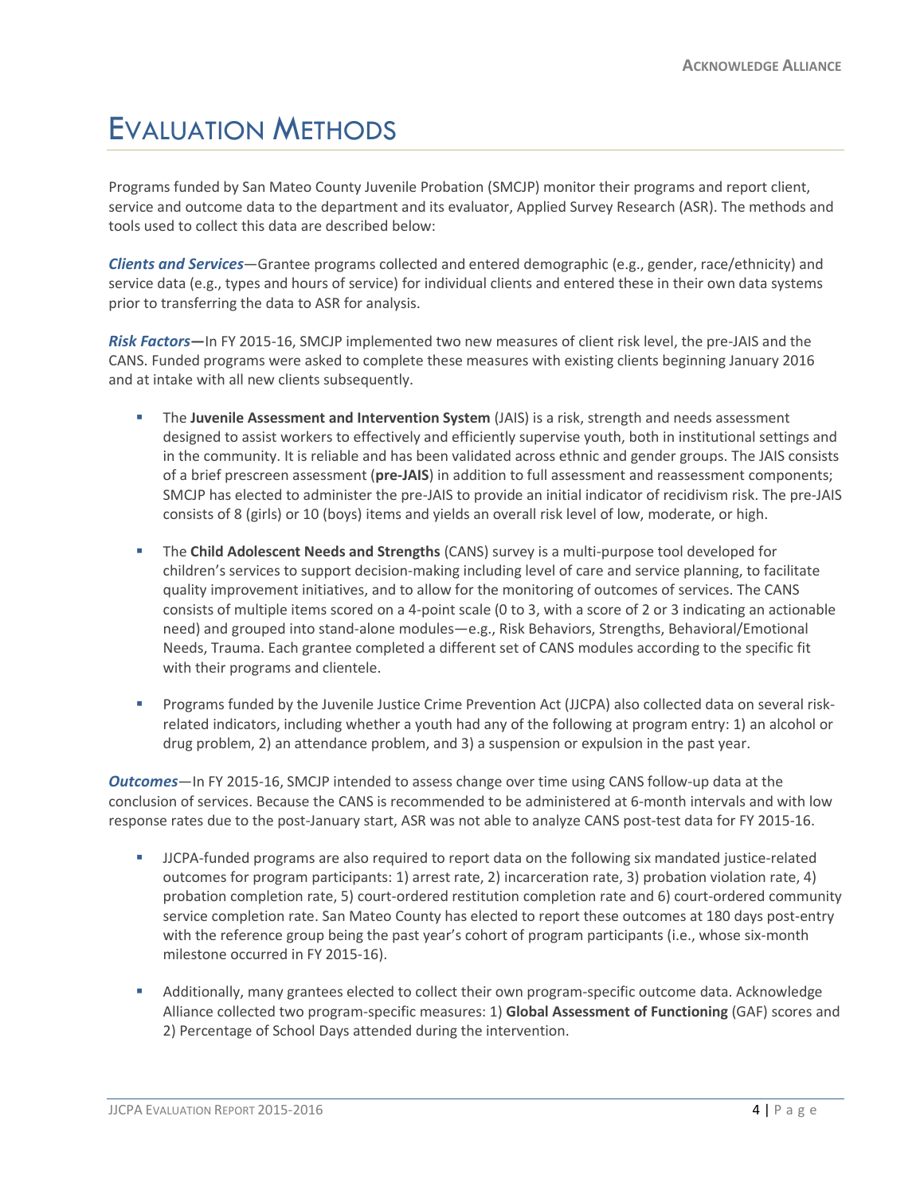# EVALUATION METHODS

Programs funded by San Mateo County Juvenile Probation (SMCJP) monitor their programs and report client, service and outcome data to the department and its evaluator, Applied Survey Research (ASR). The methods and tools used to collect this data are described below:

***Clients and Services***—Grantee programs collected and entered demographic (e.g., gender, race/ethnicity) and service data (e.g., types and hours of service) for individual clients and entered these in their own data systems prior to transferring the data to ASR for analysis.

***Risk Factors*—**In FY 2015-16, SMCJP implemented two new measures of client risk level, the pre-JAIS and the CANS. Funded programs were asked to complete these measures with existing clients beginning January 2016 and at intake with all new clients subsequently.

- The **Juvenile Assessment and Intervention System** (JAIS) is a risk, strength and needs assessment designed to assist workers to effectively and efficiently supervise youth, both in institutional settings and in the community. It is reliable and has been validated across ethnic and gender groups. The JAIS consists of a brief prescreen assessment (**pre-JAIS**) in addition to full assessment and reassessment components; SMCJP has elected to administer the pre-JAIS to provide an initial indicator of recidivism risk. The pre-JAIS consists of 8 (girls) or 10 (boys) items and yields an overall risk level of low, moderate, or high.
- The **Child Adolescent Needs and Strengths** (CANS) survey is a multi-purpose tool developed for children's services to support decision-making including level of care and service planning, to facilitate quality improvement initiatives, and to allow for the monitoring of outcomes of services. The CANS consists of multiple items scored on a 4-point scale (0 to 3, with a score of 2 or 3 indicating an actionable need) and grouped into stand-alone modules—e.g., Risk Behaviors, Strengths, Behavioral/Emotional Needs, Trauma. Each grantee completed a different set of CANS modules according to the specific fit with their programs and clientele.
- Programs funded by the Juvenile Justice Crime Prevention Act (JJCPA) also collected data on several risk-related indicators, including whether a youth had any of the following at program entry: 1) an alcohol or drug problem, 2) an attendance problem, and 3) a suspension or expulsion in the past year.

***Outcomes***—In FY 2015-16, SMCJP intended to assess change over time using CANS follow-up data at the conclusion of services. Because the CANS is recommended to be administered at 6-month intervals and with low response rates due to the post-January start, ASR was not able to analyze CANS post-test data for FY 2015-16.

- JJCPA-funded programs are also required to report data on the following six mandated justice-related outcomes for program participants: 1) arrest rate, 2) incarceration rate, 3) probation violation rate, 4) probation completion rate, 5) court-ordered restitution completion rate and 6) court-ordered community service completion rate. San Mateo County has elected to report these outcomes at 180 days post-entry with the reference group being the past year's cohort of program participants (i.e., whose six-month milestone occurred in FY 2015-16).
- Additionally, many grantees elected to collect their own program-specific outcome data. Acknowledge Alliance collected two program-specific measures: 1) **Global Assessment of Functioning** (GAF) scores and 2) Percentage of School Days attended during the intervention.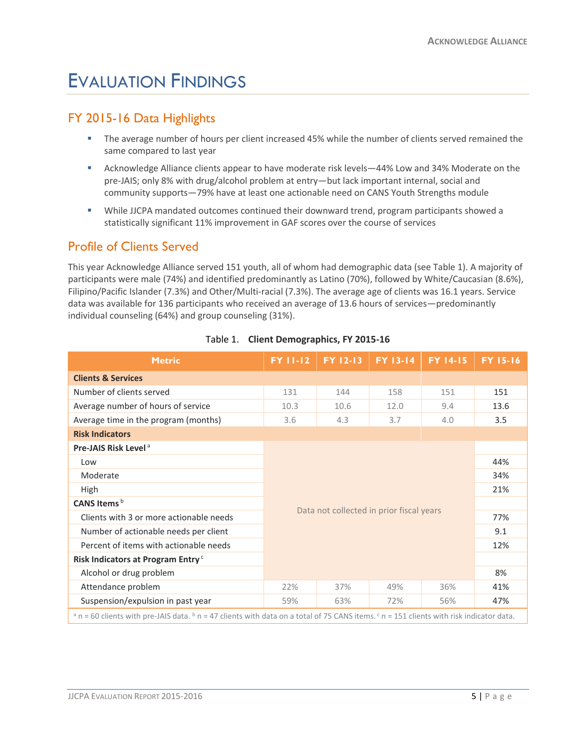# Evaluation Findings

## FY 2015-16 Data Highlights

- The average number of hours per client increased 45% while the number of clients served remained the same compared to last year
- Acknowledge Alliance clients appear to have moderate risk levels—44% Low and 34% Moderate on the pre-JAIS; only 8% with drug/alcohol problem at entry—but lack important internal, social and community supports—79% have at least one actionable need on CANS Youth Strengths module
- While JJCPA mandated outcomes continued their downward trend, program participants showed a statistically significant 11% improvement in GAF scores over the course of services

## Profile of Clients Served

This year Acknowledge Alliance served 151 youth, all of whom had demographic data (see Table 1). A majority of participants were male (74%) and identified predominantly as Latino (70%), followed by White/Caucasian (8.6%), Filipino/Pacific Islander (7.3%) and Other/Multi-racial (7.3%). The average age of clients was 16.1 years. Service data was available for 136 participants who received an average of 13.6 hours of services—predominantly individual counseling (64%) and group counseling (31%).

Table 1. **Client Demographics, FY 2015-16**

| Metric | FY 11-12 | FY 12-13 | FY 13-14 | FY 14-15 | FY 15-16 |
|---|---|---|---|---|---|
| **Clients & Services** | | | | | |
| Number of clients served | 131 | 144 | 158 | 151 | 151 |
| Average number of hours of service | 10.3 | 10.6 | 12.0 | 9.4 | 13.6 |
| Average time in the program (months) | 3.6 | 4.3 | 3.7 | 4.0 | 3.5 |
| **Risk Indicators** | | | | | |
| **Pre-JAIS Risk Level** [a] | Data not collected in prior fiscal years | | | | |
| Low | | | | | 44% |
| Moderate | | | | | 34% |
| High | | | | | 21% |
| **CANS Items** [b] | | | | | |
| Clients with 3 or more actionable needs | | | | | 77% |
| Number of actionable needs per client | | | | | 9.1 |
| Percent of items with actionable needs | | | | | 12% |
| **Risk Indicators at Program Entry** [c] | | | | | |
| Alcohol or drug problem | | | | | 8% |
| Attendance problem | 22% | 37% | 49% | 36% | 41% |
| Suspension/expulsion in past year | 59% | 63% | 72% | 56% | 47% |

[a] n = 60 clients with pre-JAIS data. [b] n = 47 clients with data on a total of 75 CANS items. [c] n = 151 clients with risk indicator data.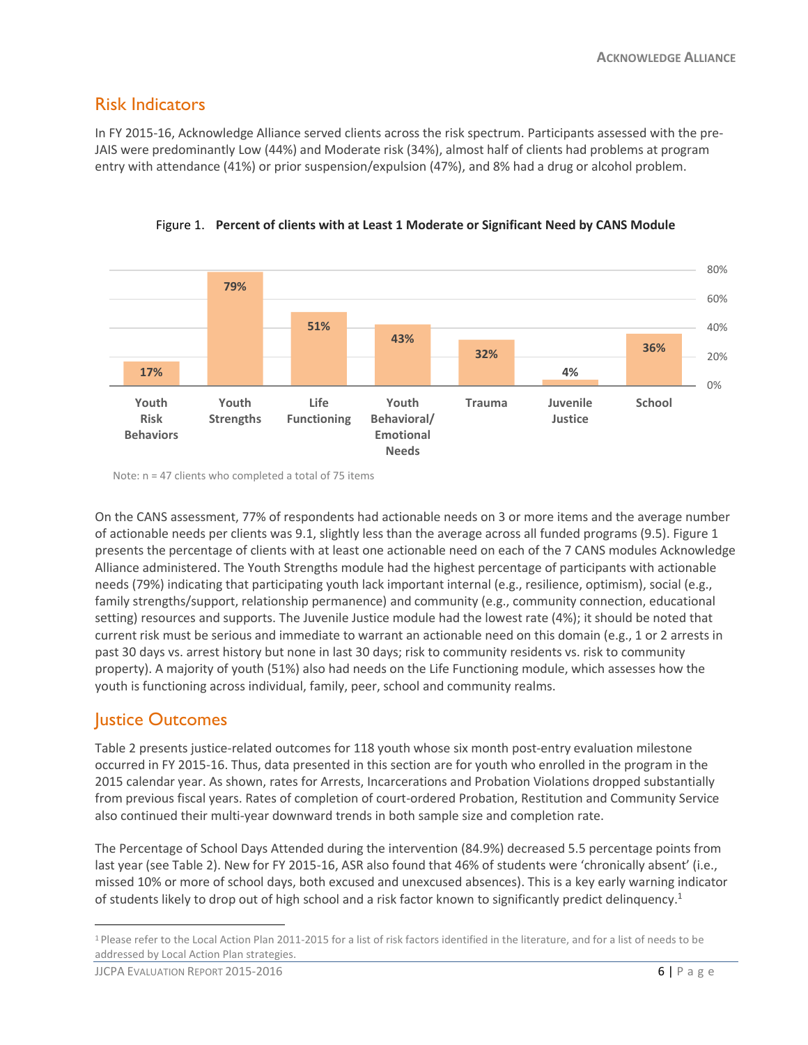## Risk Indicators

In FY 2015-16, Acknowledge Alliance served clients across the risk spectrum. Participants assessed with the pre-JAIS were predominantly Low (44%) and Moderate risk (34%), almost half of clients had problems at program entry with attendance (41%) or prior suspension/expulsion (47%), and 8% had a drug or alcohol problem.

Figure 1. **Percent of clients with at Least 1 Moderate or Significant Need by CANS Module**

| CANS Module | Percent |
|---|---|
| Youth Risk Behaviors | 17% |
| Youth Strengths | 79% |
| Life Functioning | 51% |
| Youth Behavioral/ Emotional Needs | 43% |
| Trauma | 32% |
| Juvenile Justice | 4% |
| School | 36% |

Note: n = 47 clients who completed a total of 75 items

On the CANS assessment, 77% of respondents had actionable needs on 3 or more items and the average number of actionable needs per clients was 9.1, slightly less than the average across all funded programs (9.5). Figure 1 presents the percentage of clients with at least one actionable need on each of the 7 CANS modules Acknowledge Alliance administered. The Youth Strengths module had the highest percentage of participants with actionable needs (79%) indicating that participating youth lack important internal (e.g., resilience, optimism), social (e.g., family strengths/support, relationship permanence) and community (e.g., community connection, educational setting) resources and supports. The Juvenile Justice module had the lowest rate (4%); it should be noted that current risk must be serious and immediate to warrant an actionable need on this domain (e.g., 1 or 2 arrests in past 30 days vs. arrest history but none in last 30 days; risk to community residents vs. risk to community property). A majority of youth (51%) also had needs on the Life Functioning module, which assesses how the youth is functioning across individual, family, peer, school and community realms.

## Justice Outcomes

Table 2 presents justice-related outcomes for 118 youth whose six month post-entry evaluation milestone occurred in FY 2015-16. Thus, data presented in this section are for youth who enrolled in the program in the 2015 calendar year. As shown, rates for Arrests, Incarcerations and Probation Violations dropped substantially from previous fiscal years. Rates of completion of court-ordered Probation, Restitution and Community Service also continued their multi-year downward trends in both sample size and completion rate.

The Percentage of School Days Attended during the intervention (84.9%) decreased 5.5 percentage points from last year (see Table 2). New for FY 2015-16, ASR also found that 46% of students were 'chronically absent' (i.e., missed 10% or more of school days, both excused and unexcused absences). This is a key early warning indicator of students likely to drop out of high school and a risk factor known to significantly predict delinquency.[1]

[1] Please refer to the Local Action Plan 2011-2015 for a list of risk factors identified in the literature, and for a list of needs to be addressed by Local Action Plan strategies.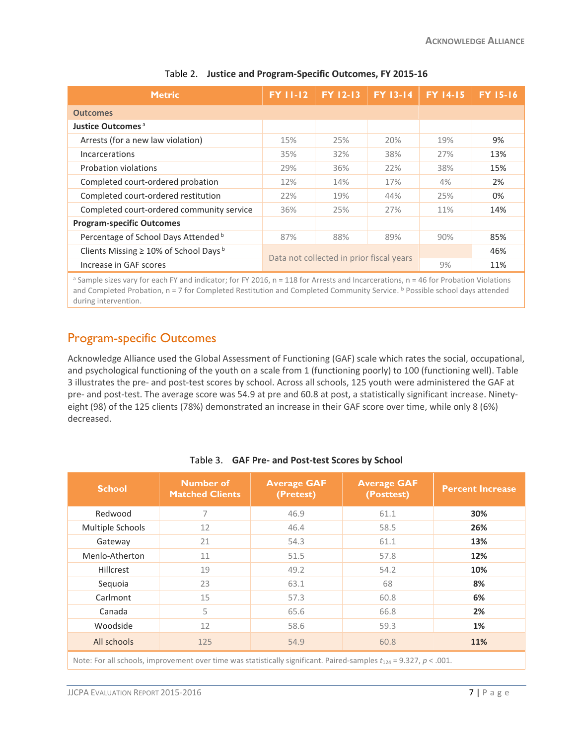Table 2. **Justice and Program-Specific Outcomes, FY 2015-16**

| Metric | FY 11-12 | FY 12-13 | FY 13-14 | FY 14-15 | FY 15-16 |
|---|---|---|---|---|---|
| **Outcomes** | | | | | |
| **Justice Outcomes** [a] | | | | | |
| Arrests (for a new law violation) | 15% | 25% | 20% | 19% | 9% |
| Incarcerations | 35% | 32% | 38% | 27% | 13% |
| Probation violations | 29% | 36% | 22% | 38% | 15% |
| Completed court-ordered probation | 12% | 14% | 17% | 4% | 2% |
| Completed court-ordered restitution | 22% | 19% | 44% | 25% | 0% |
| Completed court-ordered community service | 36% | 25% | 27% | 11% | 14% |
| **Program-specific Outcomes** | | | | | |
| Percentage of School Days Attended [b] | 87% | 88% | 89% | 90% | 85% |
| Clients Missing ≥ 10% of School Days [b] | Data not collected in prior fiscal years | | | | 46% |
| Increase in GAF scores | | | | 9% | 11% |

[a] Sample sizes vary for each FY and indicator; for FY 2016, n = 118 for Arrests and Incarcerations, n = 46 for Probation Violations and Completed Probation, n = 7 for Completed Restitution and Completed Community Service. [b] Possible school days attended during intervention.

## Program-specific Outcomes

Acknowledge Alliance used the Global Assessment of Functioning (GAF) scale which rates the social, occupational, and psychological functioning of the youth on a scale from 1 (functioning poorly) to 100 (functioning well). Table 3 illustrates the pre- and post-test scores by school. Across all schools, 125 youth were administered the GAF at pre- and post-test. The average score was 54.9 at pre and 60.8 at post, a statistically significant increase. Ninety-eight (98) of the 125 clients (78%) demonstrated an increase in their GAF score over time, while only 8 (6%) decreased.

Table 3. **GAF Pre- and Post-test Scores by School**

| School | Number of Matched Clients | Average GAF (Pretest) | Average GAF (Posttest) | Percent Increase |
|---|---|---|---|---|
| Redwood | 7 | 46.9 | 61.1 | **30%** |
| Multiple Schools | 12 | 46.4 | 58.5 | **26%** |
| Gateway | 21 | 54.3 | 61.1 | **13%** |
| Menlo-Atherton | 11 | 51.5 | 57.8 | **12%** |
| Hillcrest | 19 | 49.2 | 54.2 | **10%** |
| Sequoia | 23 | 63.1 | 68 | **8%** |
| Carlmont | 15 | 57.3 | 60.8 | **6%** |
| Canada | 5 | 65.6 | 66.8 | **2%** |
| Woodside | 12 | 58.6 | 59.3 | **1%** |
| All schools | 125 | 54.9 | 60.8 | **11%** |

Note: For all schools, improvement over time was statistically significant. Paired-samples $t_{124} = 9.327$, $p < .001$.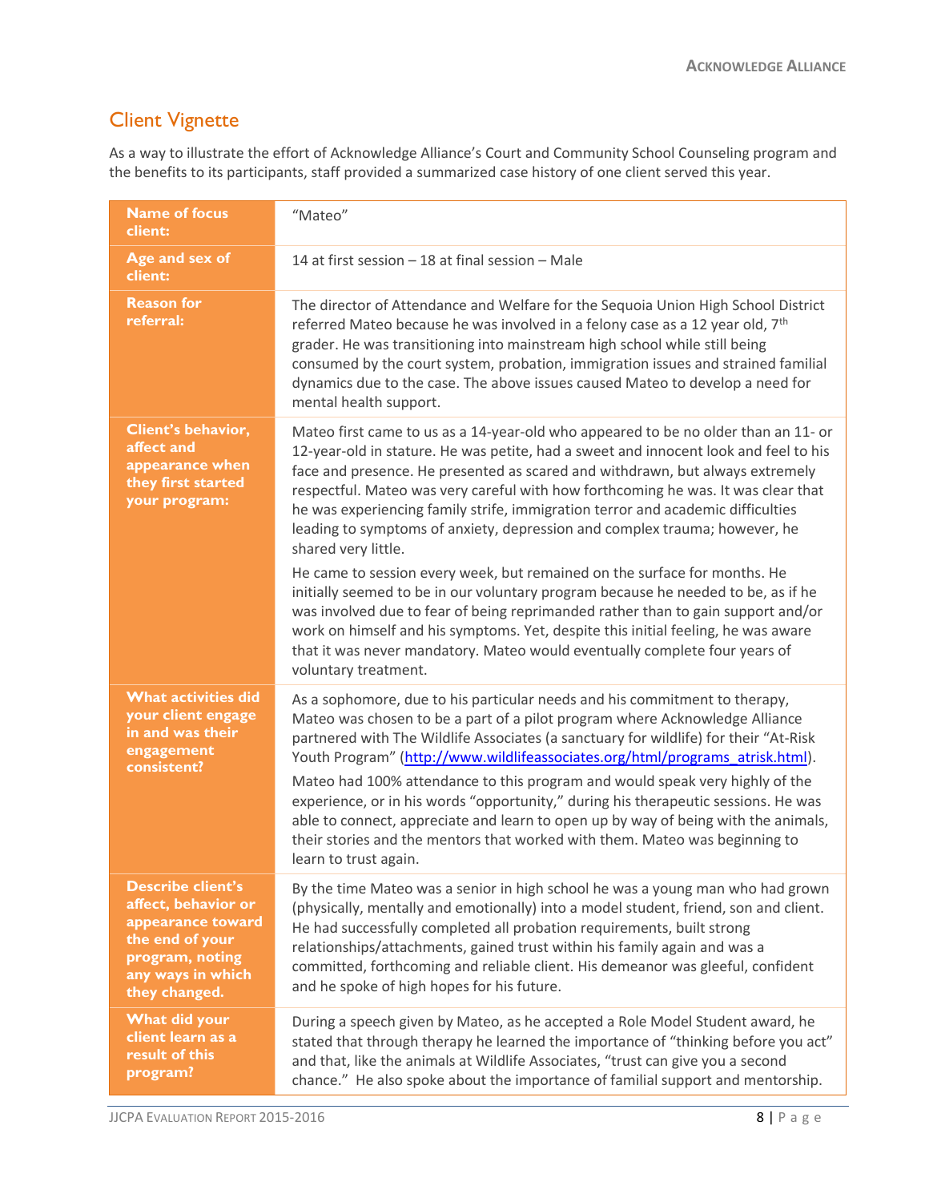## Client Vignette

As a way to illustrate the effort of Acknowledge Alliance's Court and Community School Counseling program and the benefits to its participants, staff provided a summarized case history of one client served this year.

| | |
|---|---|
| **Name of focus client:** | "Mateo" |
| **Age and sex of client:** | 14 at first session – 18 at final session – Male |
| **Reason for referral:** | The director of Attendance and Welfare for the Sequoia Union High School District referred Mateo because he was involved in a felony case as a 12 year old, 7th grader. He was transitioning into mainstream high school while still being consumed by the court system, probation, immigration issues and strained familial dynamics due to the case. The above issues caused Mateo to develop a need for mental health support. |
| **Client's behavior, affect and appearance when they first started your program:** | Mateo first came to us as a 14-year-old who appeared to be no older than an 11- or 12-year-old in stature. He was petite, had a sweet and innocent look and feel to his face and presence. He presented as scared and withdrawn, but always extremely respectful. Mateo was very careful with how forthcoming he was. It was clear that he was experiencing family strife, immigration terror and academic difficulties leading to symptoms of anxiety, depression and complex trauma; however, he shared very little.<br><br>He came to session every week, but remained on the surface for months. He initially seemed to be in our voluntary program because he needed to be, as if he was involved due to fear of being reprimanded rather than to gain support and/or work on himself and his symptoms. Yet, despite this initial feeling, he was aware that it was never mandatory. Mateo would eventually complete four years of voluntary treatment. |
| **What activities did your client engage in and was their engagement consistent?** | As a sophomore, due to his particular needs and his commitment to therapy, Mateo was chosen to be a part of a pilot program where Acknowledge Alliance partnered with The Wildlife Associates (a sanctuary for wildlife) for their "At-Risk Youth Program" (http://www.wildlifeassociates.org/html/programs_atrisk.html).<br><br>Mateo had 100% attendance to this program and would speak very highly of the experience, or in his words "opportunity," during his therapeutic sessions. He was able to connect, appreciate and learn to open up by way of being with the animals, their stories and the mentors that worked with them. Mateo was beginning to learn to trust again. |
| **Describe client's affect, behavior or appearance toward the end of your program, noting any ways in which they changed.** | By the time Mateo was a senior in high school he was a young man who had grown (physically, mentally and emotionally) into a model student, friend, son and client. He had successfully completed all probation requirements, built strong relationships/attachments, gained trust within his family again and was a committed, forthcoming and reliable client. His demeanor was gleeful, confident and he spoke of high hopes for his future. |
| **What did your client learn as a result of this program?** | During a speech given by Mateo, as he accepted a Role Model Student award, he stated that through therapy he learned the importance of "thinking before you act" and that, like the animals at Wildlife Associates, "trust can give you a second chance." He also spoke about the importance of familial support and mentorship. |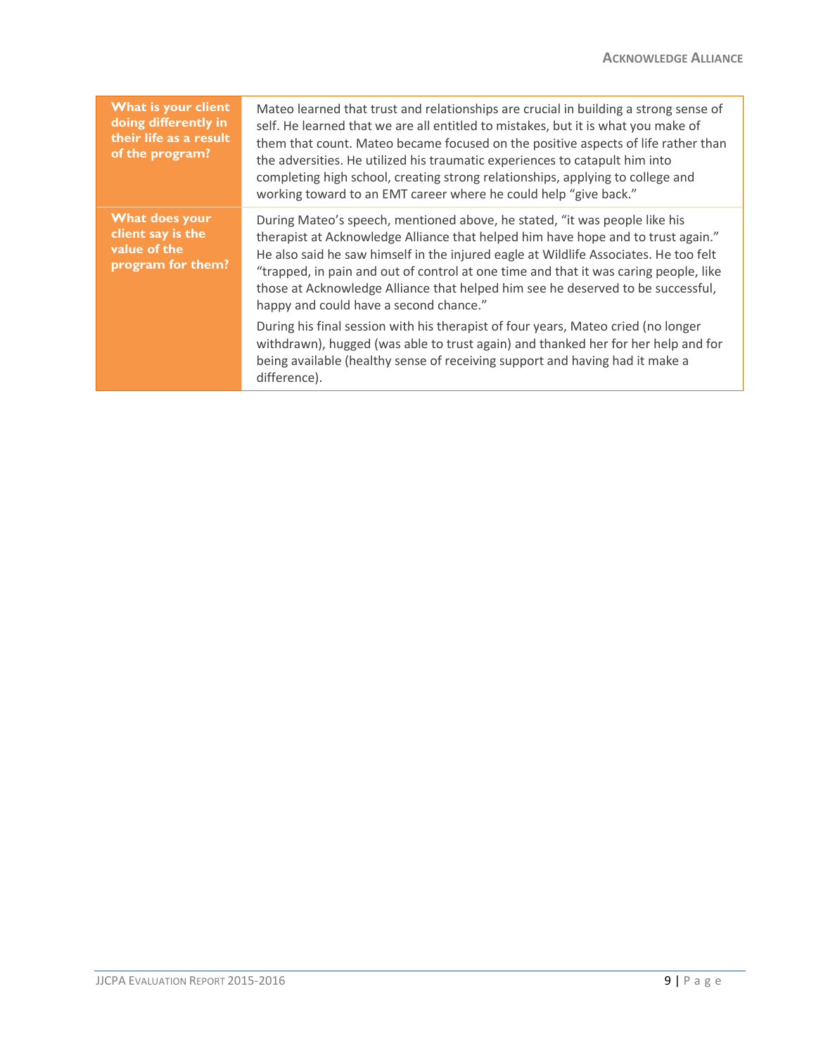| | |
|---|---|
| **What is your client doing differently in their life as a result of the program?** | Mateo learned that trust and relationships are crucial in building a strong sense of self. He learned that we are all entitled to mistakes, but it is what you make of them that count. Mateo became focused on the positive aspects of life rather than the adversities. He utilized his traumatic experiences to catapult him into completing high school, creating strong relationships, applying to college and working toward to an EMT career where he could help "give back." |
| **What does your client say is the value of the program for them?** | During Mateo's speech, mentioned above, he stated, "it was people like his therapist at Acknowledge Alliance that helped him have hope and to trust again." He also said he saw himself in the injured eagle at Wildlife Associates. He too felt "trapped, in pain and out of control at one time and that it was caring people, like those at Acknowledge Alliance that helped him see he deserved to be successful, happy and could have a second chance." <br><br> During his final session with his therapist of four years, Mateo cried (no longer withdrawn), hugged (was able to trust again) and thanked her for her help and for being available (healthy sense of receiving support and having had it make a difference). |